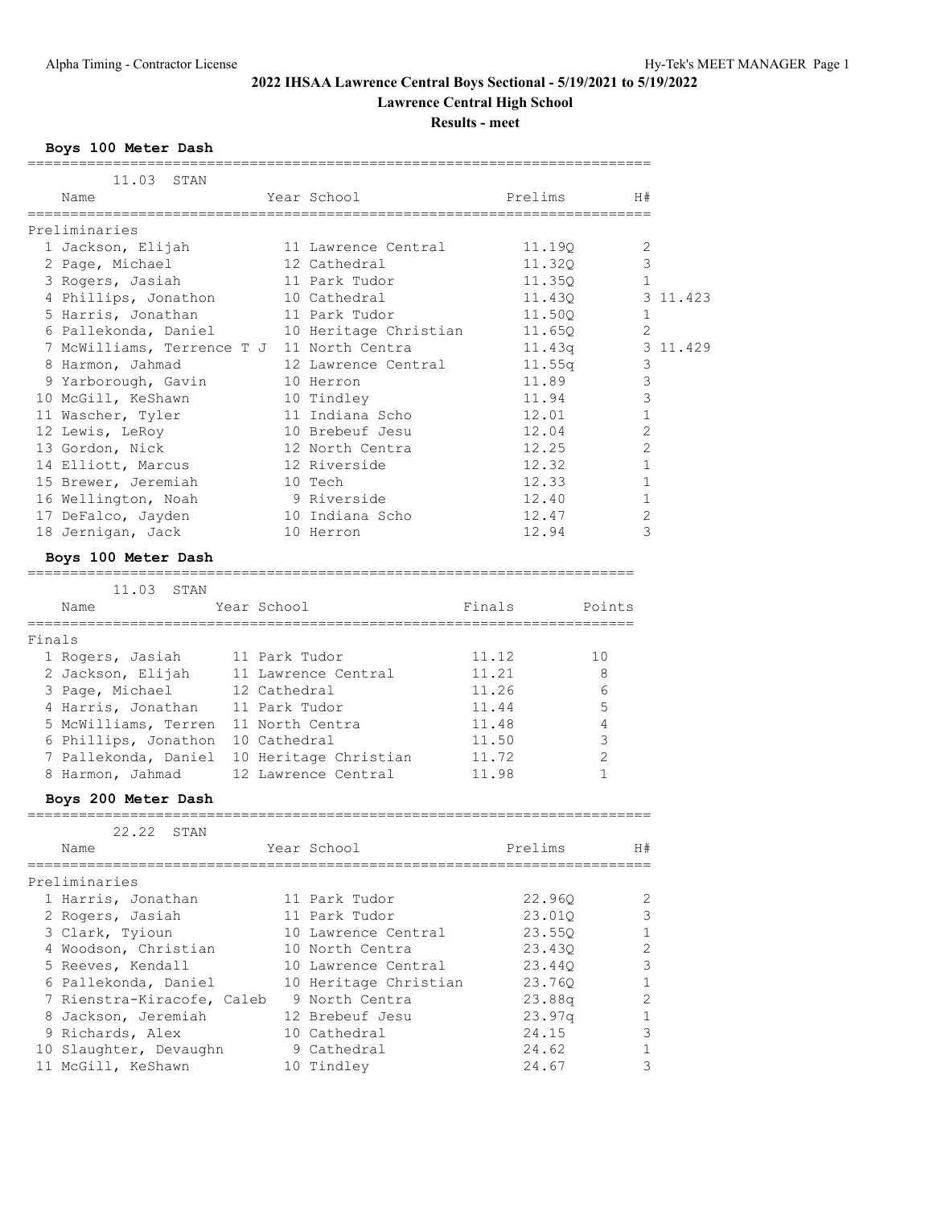# 2022 IHSAA Lawrence Central Boys Sectional - 5/19/2021 to 5/19/2022

## Lawrence Central High School

### Results - meet

**Boys 100 Meter Dash**

11.03 STAN

| | Name | Year | School | Prelims | H# | |
|---|---|---|---|---|---|---|
| **Preliminaries** | | | | | | |
| 1 | Jackson, Elijah | 11 | Lawrence Central | 11.19Q | 2 | |
| 2 | Page, Michael | 12 | Cathedral | 11.32Q | 3 | |
| 3 | Rogers, Jasiah | 11 | Park Tudor | 11.35Q | 1 | |
| 4 | Phillips, Jonathon | 10 | Cathedral | 11.43Q | 3 | 11.423 |
| 5 | Harris, Jonathan | 11 | Park Tudor | 11.50Q | 1 | |
| 6 | Pallekonda, Daniel | 10 | Heritage Christian | 11.65Q | 2 | |
| 7 | McWilliams, Terrence T J | 11 | North Centra | 11.43q | 3 | 11.429 |
| 8 | Harmon, Jahmad | 12 | Lawrence Central | 11.55q | 3 | |
| 9 | Yarborough, Gavin | 10 | Herron | 11.89 | 3 | |
| 10 | McGill, KeShawn | 10 | Tindley | 11.94 | 3 | |
| 11 | Wascher, Tyler | 11 | Indiana Scho | 12.01 | 1 | |
| 12 | Lewis, LeRoy | 10 | Brebeuf Jesu | 12.04 | 2 | |
| 13 | Gordon, Nick | 12 | North Centra | 12.25 | 2 | |
| 14 | Elliott, Marcus | 12 | Riverside | 12.32 | 1 | |
| 15 | Brewer, Jeremiah | 10 | Tech | 12.33 | 1 | |
| 16 | Wellington, Noah | 9 | Riverside | 12.40 | 1 | |
| 17 | DeFalco, Jayden | 10 | Indiana Scho | 12.47 | 2 | |
| 18 | Jernigan, Jack | 10 | Herron | 12.94 | 3 | |

**Boys 100 Meter Dash**

11.03 STAN

| | Name | Year | School | Finals | Points |
|---|---|---|---|---|---|
| **Finals** | | | | | |
| 1 | Rogers, Jasiah | 11 | Park Tudor | 11.12 | 10 |
| 2 | Jackson, Elijah | 11 | Lawrence Central | 11.21 | 8 |
| 3 | Page, Michael | 12 | Cathedral | 11.26 | 6 |
| 4 | Harris, Jonathan | 11 | Park Tudor | 11.44 | 5 |
| 5 | McWilliams, Terren | 11 | North Centra | 11.48 | 4 |
| 6 | Phillips, Jonathon | 10 | Cathedral | 11.50 | 3 |
| 7 | Pallekonda, Daniel | 10 | Heritage Christian | 11.72 | 2 |
| 8 | Harmon, Jahmad | 12 | Lawrence Central | 11.98 | 1 |

**Boys 200 Meter Dash**

22.22 STAN

| | Name | Year | School | Prelims | H# |
|---|---|---|---|---|---|
| **Preliminaries** | | | | | |
| 1 | Harris, Jonathan | 11 | Park Tudor | 22.96Q | 2 |
| 2 | Rogers, Jasiah | 11 | Park Tudor | 23.01Q | 3 |
| 3 | Clark, Tyioun | 10 | Lawrence Central | 23.55Q | 1 |
| 4 | Woodson, Christian | 10 | North Centra | 23.43Q | 2 |
| 5 | Reeves, Kendall | 10 | Lawrence Central | 23.44Q | 3 |
| 6 | Pallekonda, Daniel | 10 | Heritage Christian | 23.76Q | 1 |
| 7 | Rienstra-Kiracofe, Caleb | 9 | North Centra | 23.88q | 2 |
| 8 | Jackson, Jeremiah | 12 | Brebeuf Jesu | 23.97q | 1 |
| 9 | Richards, Alex | 10 | Cathedral | 24.15 | 3 |
| 10 | Slaughter, Devaughn | 9 | Cathedral | 24.62 | 1 |
| 11 | McGill, KeShawn | 10 | Tindley | 24.67 | 3 |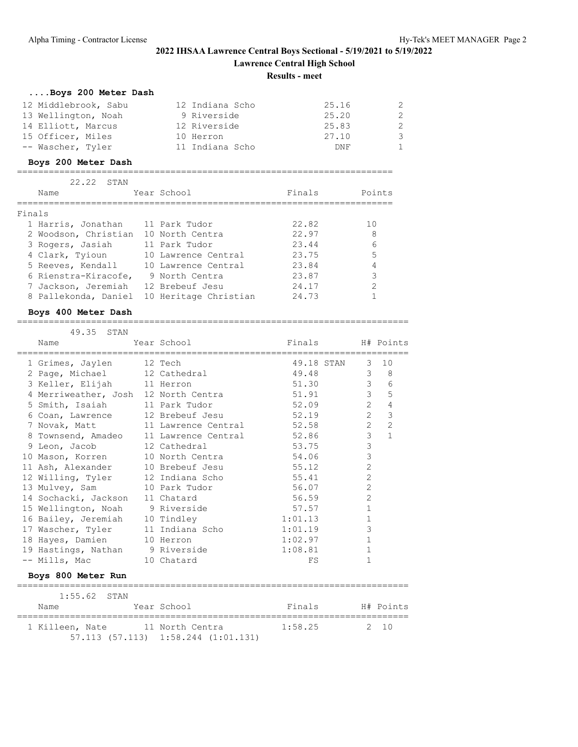**2022 IHSAA Lawrence Central Boys Sectional - 5/19/2021 to 5/19/2022**

**Lawrence Central High School**

**Results - meet**

### ....Boys 200 Meter Dash

| Place | Name | Year | School | Finals | H# |
|---|---|---|---|---|---|
| 12 | Middlebrook, Sabu | 12 | Indiana Scho | 25.16 | 2 |
| 13 | Wellington, Noah | 9 | Riverside | 25.20 | 2 |
| 14 | Elliott, Marcus | 12 | Riverside | 25.83 | 2 |
| 15 | Officer, Miles | 10 | Herron | 27.10 | 3 |
| -- | Wascher, Tyler | 11 | Indiana Scho | DNF | 1 |

### Boys 200 Meter Dash

22.22 STAN

Finals

| Place | Name | Year | School | Finals | Points |
|---|---|---|---|---|---|
| 1 | Harris, Jonathan | 11 | Park Tudor | 22.82 | 10 |
| 2 | Woodson, Christian | 10 | North Centra | 22.97 | 8 |
| 3 | Rogers, Jasiah | 11 | Park Tudor | 23.44 | 6 |
| 4 | Clark, Tyioun | 10 | Lawrence Central | 23.75 | 5 |
| 5 | Reeves, Kendall | 10 | Lawrence Central | 23.84 | 4 |
| 6 | Rienstra-Kiracofe, | 9 | North Centra | 23.87 | 3 |
| 7 | Jackson, Jeremiah | 12 | Brebeuf Jesu | 24.17 | 2 |
| 8 | Pallekonda, Daniel | 10 | Heritage Christian | 24.73 | 1 |

### Boys 400 Meter Dash

49.35 STAN

| Place | Name | Year | School | Finals | H# | Points |
|---|---|---|---|---|---|---|
| 1 | Grimes, Jaylen | 12 | Tech | 49.18 STAN | 3 | 10 |
| 2 | Page, Michael | 12 | Cathedral | 49.48 | 3 | 8 |
| 3 | Keller, Elijah | 11 | Herron | 51.30 | 3 | 6 |
| 4 | Merriweather, Josh | 12 | North Centra | 51.91 | 3 | 5 |
| 5 | Smith, Isaiah | 11 | Park Tudor | 52.09 | 2 | 4 |
| 6 | Coan, Lawrence | 12 | Brebeuf Jesu | 52.19 | 2 | 3 |
| 7 | Novak, Matt | 11 | Lawrence Central | 52.58 | 2 | 2 |
| 8 | Townsend, Amadeo | 11 | Lawrence Central | 52.86 | 3 | 1 |
| 9 | Leon, Jacob | 12 | Cathedral | 53.75 | 3 | |
| 10 | Mason, Korren | 10 | North Centra | 54.06 | 3 | |
| 11 | Ash, Alexander | 10 | Brebeuf Jesu | 55.12 | 2 | |
| 12 | Willing, Tyler | 12 | Indiana Scho | 55.41 | 2 | |
| 13 | Mulvey, Sam | 10 | Park Tudor | 56.07 | 2 | |
| 14 | Sochacki, Jackson | 11 | Chatard | 56.59 | 2 | |
| 15 | Wellington, Noah | 9 | Riverside | 57.57 | 1 | |
| 16 | Bailey, Jeremiah | 10 | Tindley | 1:01.13 | 1 | |
| 17 | Wascher, Tyler | 11 | Indiana Scho | 1:01.19 | 3 | |
| 18 | Hayes, Damien | 10 | Herron | 1:02.97 | 1 | |
| 19 | Hastings, Nathan | 9 | Riverside | 1:08.81 | 1 | |
| -- | Mills, Mac | 10 | Chatard | FS | 1 | |

### Boys 800 Meter Run

1:55.62 STAN

| Place | Name | Year | School | Finals | H# | Points |
|---|---|---|---|---|---|---|
| 1 | Killeen, Nate | 11 | North Centra | 1:58.25 | 2 | 10 |
| | 57.113 (57.113) 1:58.244 (1:01.131) | | | | | |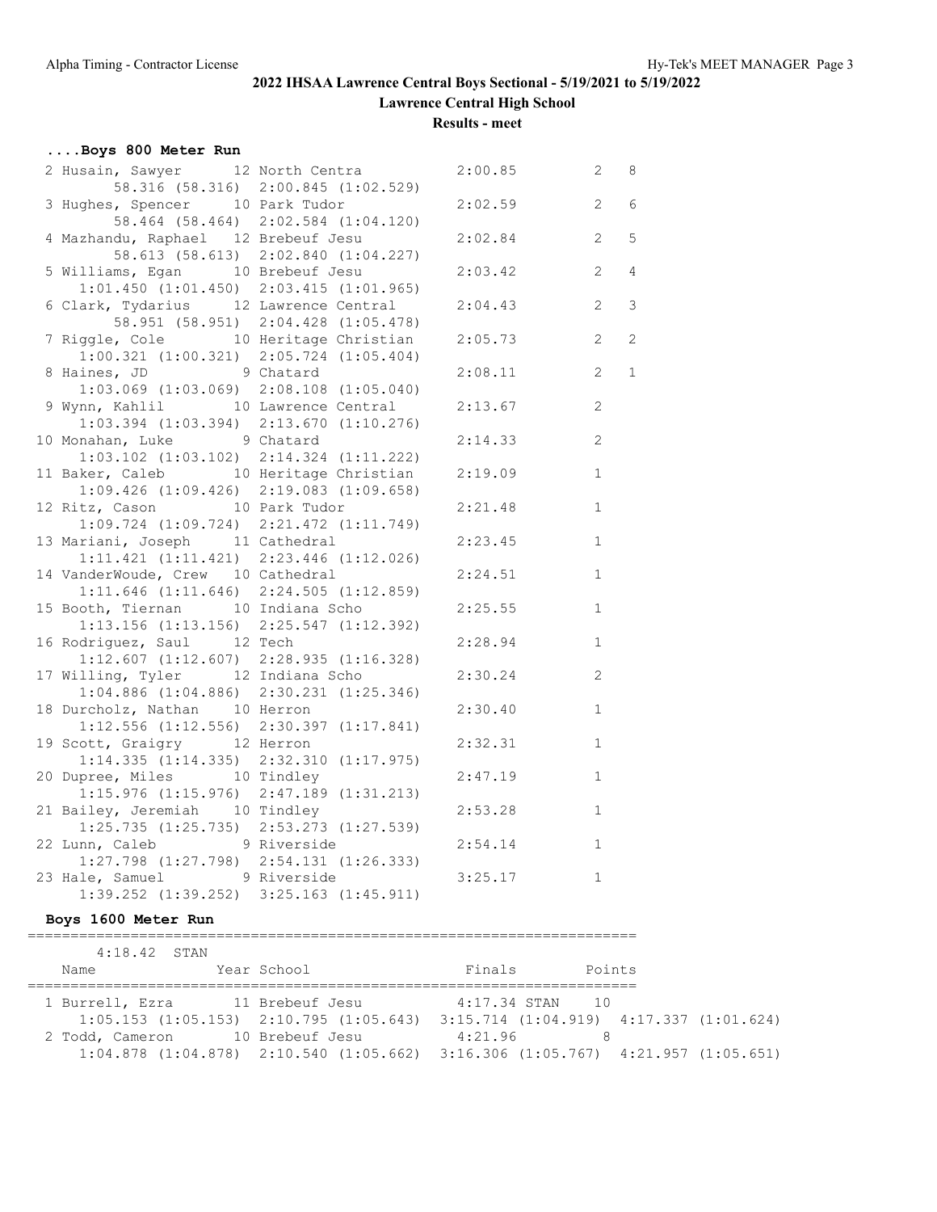# 2022 IHSAA Lawrence Central Boys Sectional - 5/19/2021 to 5/19/2022

**Lawrence Central High School**

**Results - meet**

### ....Boys 800 Meter Run

```
  2 Husain, Sawyer        12 North Centra          2:00.85         2   8
        58.316 (58.316)  2:00.845 (1:02.529)
  3 Hughes, Spencer       10 Park Tudor            2:02.59         2   6
        58.464 (58.464)  2:02.584 (1:04.120)
  4 Mazhandu, Raphael     12 Brebeuf Jesu          2:02.84         2   5
        58.613 (58.613)  2:02.840 (1:04.227)
  5 Williams, Egan        10 Brebeuf Jesu          2:03.42         2   4
      1:01.450 (1:01.450)  2:03.415 (1:01.965)
  6 Clark, Tydarius       12 Lawrence Central      2:04.43         2   3
        58.951 (58.951)  2:04.428 (1:05.478)
  7 Riggle, Cole          10 Heritage Christian    2:05.73         2   2
      1:00.321 (1:00.321)  2:05.724 (1:05.404)
  8 Haines, JD             9 Chatard               2:08.11         2   1
      1:03.069 (1:03.069)  2:08.108 (1:05.040)
  9 Wynn, Kahlil          10 Lawrence Central      2:13.67         2
      1:03.394 (1:03.394)  2:13.670 (1:10.276)
 10 Monahan, Luke          9 Chatard               2:14.33         2
      1:03.102 (1:03.102)  2:14.324 (1:11.222)
 11 Baker, Caleb          10 Heritage Christian    2:19.09         1
      1:09.426 (1:09.426)  2:19.083 (1:09.658)
 12 Ritz, Cason           10 Park Tudor            2:21.48         1
      1:09.724 (1:09.724)  2:21.472 (1:11.749)
 13 Mariani, Joseph       11 Cathedral             2:23.45         1
      1:11.421 (1:11.421)  2:23.446 (1:12.026)
 14 VanderWoude, Crew     10 Cathedral             2:24.51         1
      1:11.646 (1:11.646)  2:24.505 (1:12.859)
 15 Booth, Tiernan        10 Indiana Scho          2:25.55         1
      1:13.156 (1:13.156)  2:25.547 (1:12.392)
 16 Rodriguez, Saul       12 Tech                  2:28.94         1
      1:12.607 (1:12.607)  2:28.935 (1:16.328)
 17 Willing, Tyler        12 Indiana Scho          2:30.24         2
      1:04.886 (1:04.886)  2:30.231 (1:25.346)
 18 Durcholz, Nathan      10 Herron                2:30.40         1
      1:12.556 (1:12.556)  2:30.397 (1:17.841)
 19 Scott, Graigry        12 Herron                2:32.31         1
      1:14.335 (1:14.335)  2:32.310 (1:17.975)
 20 Dupree, Miles         10 Tindley               2:47.19         1
      1:15.976 (1:15.976)  2:47.189 (1:31.213)
 21 Bailey, Jeremiah      10 Tindley               2:53.28         1
      1:25.735 (1:25.735)  2:53.273 (1:27.539)
 22 Lunn, Caleb            9 Riverside             2:54.14         1
      1:27.798 (1:27.798)  2:54.131 (1:26.333)
 23 Hale, Samuel           9 Riverside             3:25.17         1
      1:39.252 (1:39.252)  3:25.163 (1:45.911)
```

### Boys 1600 Meter Run

```
=======================================================================
      4:18.42  STAN
    Name              Year School                  Finals        Points
=======================================================================
  1 Burrell, Ezra         11 Brebeuf Jesu          4:17.34 STAN    10
      1:05.153 (1:05.153)  2:10.795 (1:05.643)  3:15.714 (1:04.919)  4:17.337 (1:01.624)
  2 Todd, Cameron         10 Brebeuf Jesu          4:21.96          8
      1:04.878 (1:04.878)  2:10.540 (1:05.662)  3:16.306 (1:05.767)  4:21.957 (1:05.651)
```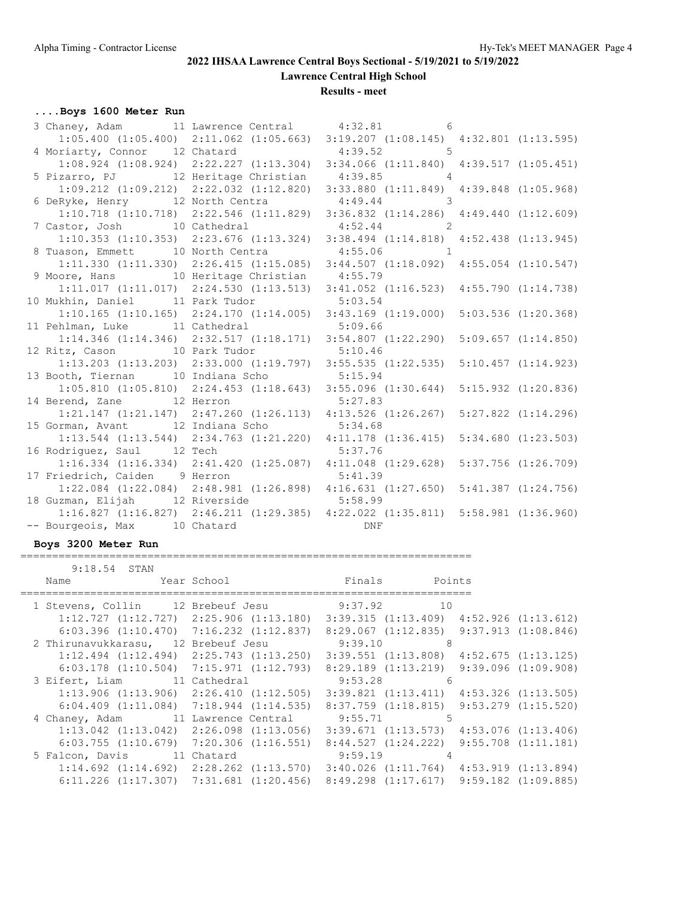## 2022 IHSAA Lawrence Central Boys Sectional - 5/19/2021 to 5/19/2022

**Lawrence Central High School**

**Results - meet**

### ....Boys 1600 Meter Run

```
  3 Chaney, Adam         11 Lawrence Central      4:32.81          6  
     1:05.400 (1:05.400)  2:11.062 (1:05.663)  3:19.207 (1:08.145)  4:32.801 (1:13.595)
  4 Moriarty, Connor     12 Chatard               4:39.52          5  
     1:08.924 (1:08.924)  2:22.227 (1:13.304)  3:34.066 (1:11.840)  4:39.517 (1:05.451)
  5 Pizarro, PJ          12 Heritage Christian    4:39.85          4  
     1:09.212 (1:09.212)  2:22.032 (1:12.820)  3:33.880 (1:11.849)  4:39.848 (1:05.968)
  6 DeRyke, Henry        12 North Centra          4:49.44          3  
     1:10.718 (1:10.718)  2:22.546 (1:11.829)  3:36.832 (1:14.286)  4:49.440 (1:12.609)
  7 Castor, Josh         10 Cathedral             4:52.44          2  
     1:10.353 (1:10.353)  2:23.676 (1:13.324)  3:38.494 (1:14.818)  4:52.438 (1:13.945)
  8 Tuason, Emmett       10 North Centra          4:55.06          1  
     1:11.330 (1:11.330)  2:26.415 (1:15.085)  3:44.507 (1:18.092)  4:55.054 (1:10.547)
  9 Moore, Hans          10 Heritage Christian    4:55.79  
     1:11.017 (1:11.017)  2:24.530 (1:13.513)  3:41.052 (1:16.523)  4:55.790 (1:14.738)
 10 Mukhin, Daniel       11 Park Tudor            5:03.54  
     1:10.165 (1:10.165)  2:24.170 (1:14.005)  3:43.169 (1:19.000)  5:03.536 (1:20.368)
 11 Pehlman, Luke        11 Cathedral             5:09.66  
     1:14.346 (1:14.346)  2:32.517 (1:18.171)  3:54.807 (1:22.290)  5:09.657 (1:14.850)
 12 Ritz, Cason          10 Park Tudor            5:10.46  
     1:13.203 (1:13.203)  2:33.000 (1:19.797)  3:55.535 (1:22.535)  5:10.457 (1:14.923)
 13 Booth, Tiernan       10 Indiana Scho          5:15.94  
     1:05.810 (1:05.810)  2:24.453 (1:18.643)  3:55.096 (1:30.644)  5:15.932 (1:20.836)
 14 Berend, Zane         12 Herron                5:27.83  
     1:21.147 (1:21.147)  2:47.260 (1:26.113)  4:13.526 (1:26.267)  5:27.822 (1:14.296)
 15 Gorman, Avant        12 Indiana Scho          5:34.68  
     1:13.544 (1:13.544)  2:34.763 (1:21.220)  4:11.178 (1:36.415)  5:34.680 (1:23.503)
 16 Rodriguez, Saul      12 Tech                  5:37.76  
     1:16.334 (1:16.334)  2:41.420 (1:25.087)  4:11.048 (1:29.628)  5:37.756 (1:26.709)
 17 Friedrich, Caiden     9 Herron                5:41.39  
     1:22.084 (1:22.084)  2:48.981 (1:26.898)  4:16.631 (1:27.650)  5:41.387 (1:24.756)
 18 Guzman, Elijah       12 Riverside             5:58.99  
     1:16.827 (1:16.827)  2:46.211 (1:29.385)  4:22.022 (1:35.811)  5:58.981 (1:36.960)
 -- Bourgeois, Max       10 Chatard                  DNF
```

### Boys 3200 Meter Run

```
=======================================================================
       9:18.54  STAN
    Name              Year School                  Finals        Points
=======================================================================
  1 Stevens, Collin     12 Brebeuf Jesu           9:37.92         10  
     1:12.727 (1:12.727)  2:25.906 (1:13.180)  3:39.315 (1:13.409)  4:52.926 (1:13.612)
     6:03.396 (1:10.470)  7:16.232 (1:12.837)  8:29.067 (1:12.835)  9:37.913 (1:08.846)
  2 Thirunavukkarasu,   12 Brebeuf Jesu           9:39.10          8  
     1:12.494 (1:12.494)  2:25.743 (1:13.250)  3:39.551 (1:13.808)  4:52.675 (1:13.125)
     6:03.178 (1:10.504)  7:15.971 (1:12.793)  8:29.189 (1:13.219)  9:39.096 (1:09.908)
  3 Eifert, Liam        11 Cathedral              9:53.28          6  
     1:13.906 (1:13.906)  2:26.410 (1:12.505)  3:39.821 (1:13.411)  4:53.326 (1:13.505)
     6:04.409 (1:11.084)  7:18.944 (1:14.535)  8:37.759 (1:18.815)  9:53.279 (1:15.520)
  4 Chaney, Adam        11 Lawrence Central       9:55.71          5  
     1:13.042 (1:13.042)  2:26.098 (1:13.056)  3:39.671 (1:13.573)  4:53.076 (1:13.406)
     6:03.755 (1:10.679)  7:20.306 (1:16.551)  8:44.527 (1:24.222)  9:55.708 (1:11.181)
  5 Falcon, Davis       11 Chatard                9:59.19          4  
     1:14.692 (1:14.692)  2:28.262 (1:13.570)  3:40.026 (1:11.764)  4:53.919 (1:13.894)
     6:11.226 (1:17.307)  7:31.681 (1:20.456)  8:49.298 (1:17.617)  9:59.182 (1:09.885)
```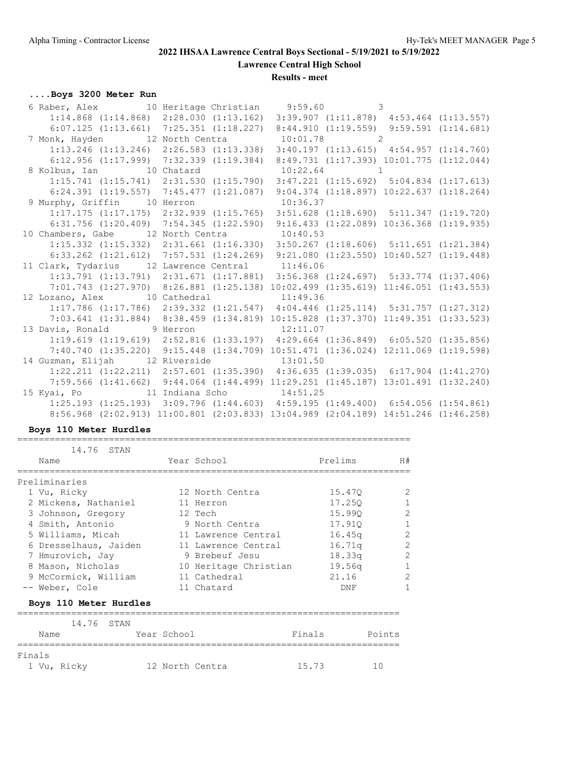# 2022 IHSAA Lawrence Central Boys Sectional - 5/19/2021 to 5/19/2022

**Lawrence Central High School**

**Results - meet**

### ....Boys 3200 Meter Run

```
  6 Raber, Alex          10 Heritage Christian      9:59.60          3
      1:14.868 (1:14.868)  2:28.030 (1:13.162)  3:39.907 (1:11.878)  4:53.464 (1:13.557)
      6:07.125 (1:13.661)  7:25.351 (1:18.227)  8:44.910 (1:19.559)  9:59.591 (1:14.681)
  7 Monk, Hayden         12 North Centra           10:01.78          2
      1:13.246 (1:13.246)  2:26.583 (1:13.338)  3:40.197 (1:13.615)  4:54.957 (1:14.760)
      6:12.956 (1:17.999)  7:32.339 (1:19.384)  8:49.731 (1:17.393) 10:01.775 (1:12.044)
  8 Kolbus, Ian          10 Chatard                10:22.64          1
      1:15.741 (1:15.741)  2:31.530 (1:15.790)  3:47.221 (1:15.692)  5:04.834 (1:17.613)
      6:24.391 (1:19.557)  7:45.477 (1:21.087)  9:04.374 (1:18.897) 10:22.637 (1:18.264)
  9 Murphy, Griffin      10 Herron                 10:36.37
      1:17.175 (1:17.175)  2:32.939 (1:15.765)  3:51.628 (1:18.690)  5:11.347 (1:19.720)
      6:31.756 (1:20.409)  7:54.345 (1:22.590)  9:16.433 (1:22.089) 10:36.368 (1:19.935)
 10 Chambers, Gabe       12 North Centra           10:40.53
      1:15.332 (1:15.332)  2:31.661 (1:16.330)  3:50.267 (1:18.606)  5:11.651 (1:21.384)
      6:33.262 (1:21.612)  7:57.531 (1:24.269)  9:21.080 (1:23.550) 10:40.527 (1:19.448)
 11 Clark, Tydarius      12 Lawrence Central       11:46.06
      1:13.791 (1:13.791)  2:31.671 (1:17.881)  3:56.368 (1:24.697)  5:33.774 (1:37.406)
      7:01.743 (1:27.970)  8:26.881 (1:25.138) 10:02.499 (1:35.619) 11:46.051 (1:43.553)
 12 Lozano, Alex         10 Cathedral              11:49.36
      1:17.786 (1:17.786)  2:39.332 (1:21.547)  4:04.446 (1:25.114)  5:31.757 (1:27.312)
      7:03.641 (1:31.884)  8:38.459 (1:34.819) 10:15.828 (1:37.370) 11:49.351 (1:33.523)
 13 Davis, Ronald         9 Herron                 12:11.07
      1:19.619 (1:19.619)  2:52.816 (1:33.197)  4:29.664 (1:36.849)  6:05.520 (1:35.856)
      7:40.740 (1:35.220)  9:15.448 (1:34.709) 10:51.471 (1:36.024) 12:11.069 (1:19.598)
 14 Guzman, Elijah       12 Riverside              13:01.50
      1:22.211 (1:22.211)  2:57.601 (1:35.390)  4:36.635 (1:39.035)  6:17.904 (1:41.270)
      7:59.566 (1:41.662)  9:44.064 (1:44.499) 11:29.251 (1:45.187) 13:01.491 (1:32.240)
 15 Kyai, Po             11 Indiana Scho           14:51.25
      1:25.193 (1:25.193)  3:09.796 (1:44.603)  4:59.195 (1:49.400)  6:54.056 (1:54.861)
      8:56.968 (2:02.913) 11:00.801 (2:03.833) 13:04.989 (2:04.189) 14:51.246 (1:46.258)
```

### Boys 110 Meter Hurdles

14.76 STAN

| Name | Year | School | Prelims | H# |
|---|---|---|---|---|
| **Preliminaries** | | | | |
| 1 Vu, Ricky | 12 | North Centra | 15.47Q | 2 |
| 2 Mickens, Nathaniel | 11 | Herron | 17.25Q | 1 |
| 3 Johnson, Gregory | 12 | Tech | 15.99Q | 2 |
| 4 Smith, Antonio | 9 | North Centra | 17.91Q | 1 |
| 5 Williams, Micah | 11 | Lawrence Central | 16.45q | 2 |
| 6 Dresselhaus, Jaiden | 11 | Lawrence Central | 16.71q | 2 |
| 7 Hmurovich, Jay | 9 | Brebeuf Jesu | 18.33q | 2 |
| 8 Mason, Nicholas | 10 | Heritage Christian | 19.56q | 1 |
| 9 McCormick, William | 11 | Cathedral | 21.16 | 2 |
| -- Weber, Cole | 11 | Chatard | DNF | 1 |

### Boys 110 Meter Hurdles

14.76 STAN

| Name | Year | School | Finals | Points |
|---|---|---|---|---|
| **Finals** | | | | |
| 1 Vu, Ricky | 12 | North Centra | 15.73 | 10 |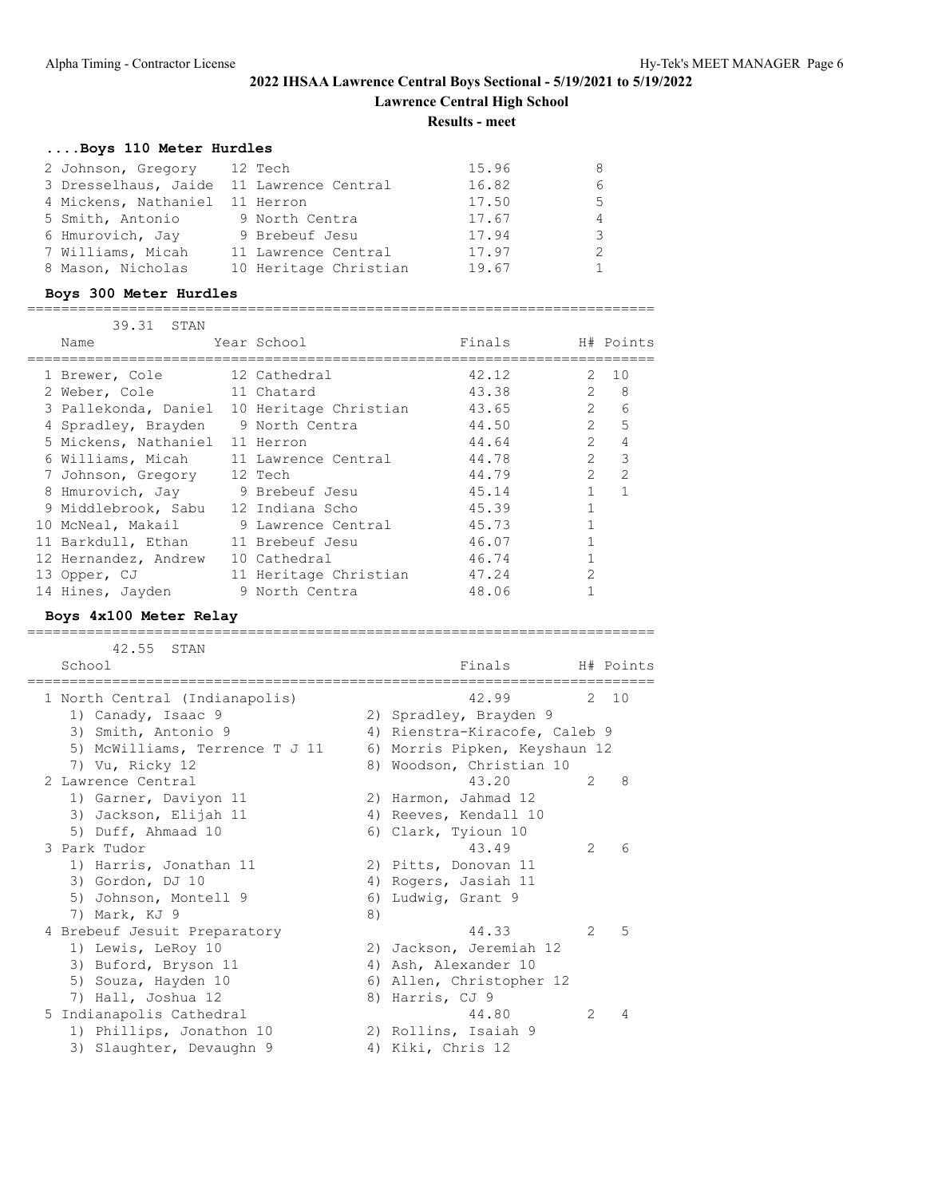# 2022 IHSAA Lawrence Central Boys Sectional - 5/19/2021 to 5/19/2022

**Lawrence Central High School**

**Results - meet**

### ....Boys 110 Meter Hurdles

| Place | Name | Year | School | Finals | Points |
|---|---|---|---|---|---|
| 2 | Johnson, Gregory | 12 | Tech | 15.96 | 8 |
| 3 | Dresselhaus, Jaide | 11 | Lawrence Central | 16.82 | 6 |
| 4 | Mickens, Nathaniel | 11 | Herron | 17.50 | 5 |
| 5 | Smith, Antonio | 9 | North Centra | 17.67 | 4 |
| 6 | Hmurovich, Jay | 9 | Brebeuf Jesu | 17.94 | 3 |
| 7 | Williams, Micah | 11 | Lawrence Central | 17.97 | 2 |
| 8 | Mason, Nicholas | 10 | Heritage Christian | 19.67 | 1 |

### Boys 300 Meter Hurdles

39.31 STAN

| Place | Name | Year | School | Finals | H# | Points |
|---|---|---|---|---|---|---|
| 1 | Brewer, Cole | 12 | Cathedral | 42.12 | 2 | 10 |
| 2 | Weber, Cole | 11 | Chatard | 43.38 | 2 | 8 |
| 3 | Pallekonda, Daniel | 10 | Heritage Christian | 43.65 | 2 | 6 |
| 4 | Spradley, Brayden | 9 | North Centra | 44.50 | 2 | 5 |
| 5 | Mickens, Nathaniel | 11 | Herron | 44.64 | 2 | 4 |
| 6 | Williams, Micah | 11 | Lawrence Central | 44.78 | 2 | 3 |
| 7 | Johnson, Gregory | 12 | Tech | 44.79 | 2 | 2 |
| 8 | Hmurovich, Jay | 9 | Brebeuf Jesu | 45.14 | 1 | 1 |
| 9 | Middlebrook, Sabu | 12 | Indiana Scho | 45.39 | 1 | |
| 10 | McNeal, Makail | 9 | Lawrence Central | 45.73 | 1 | |
| 11 | Barkdull, Ethan | 11 | Brebeuf Jesu | 46.07 | 1 | |
| 12 | Hernandez, Andrew | 10 | Cathedral | 46.74 | 1 | |
| 13 | Opper, CJ | 11 | Heritage Christian | 47.24 | 2 | |
| 14 | Hines, Jayden | 9 | North Centra | 48.06 | 1 | |

### Boys 4x100 Meter Relay

42.55 STAN

| Place | School | Finals | H# | Points |
|---|---|---|---|---|
| 1 | North Central (Indianapolis) | 42.99 | 2 | 10 |
| 2 | Lawrence Central | 43.20 | 2 | 8 |
| 3 | Park Tudor | 43.49 | 2 | 6 |
| 4 | Brebeuf Jesuit Preparatory | 44.33 | 2 | 5 |
| 5 | Indianapolis Cathedral | 44.80 | 2 | 4 |

**1 North Central (Indianapolis)**
1) Canady, Isaac 9
2) Spradley, Brayden 9
3) Smith, Antonio 9
4) Rienstra-Kiracofe, Caleb 9
5) McWilliams, Terrence T J 11
6) Morris Pipken, Keyshaun 12
7) Vu, Ricky 12
8) Woodson, Christian 10

**2 Lawrence Central**
1) Garner, Daviyon 11
2) Harmon, Jahmad 12
3) Jackson, Elijah 11
4) Reeves, Kendall 10
5) Duff, Ahmaad 10
6) Clark, Tyioun 10

**3 Park Tudor**
1) Harris, Jonathan 11
2) Pitts, Donovan 11
3) Gordon, DJ 10
4) Rogers, Jasiah 11
5) Johnson, Montell 9
6) Ludwig, Grant 9
7) Mark, KJ 9
8)

**4 Brebeuf Jesuit Preparatory**
1) Lewis, LeRoy 10
2) Jackson, Jeremiah 12
3) Buford, Bryson 11
4) Ash, Alexander 10
5) Souza, Hayden 10
6) Allen, Christopher 12
7) Hall, Joshua 12
8) Harris, CJ 9

**5 Indianapolis Cathedral**
1) Phillips, Jonathon 10
2) Rollins, Isaiah 9
3) Slaughter, Devaughn 9
4) Kiki, Chris 12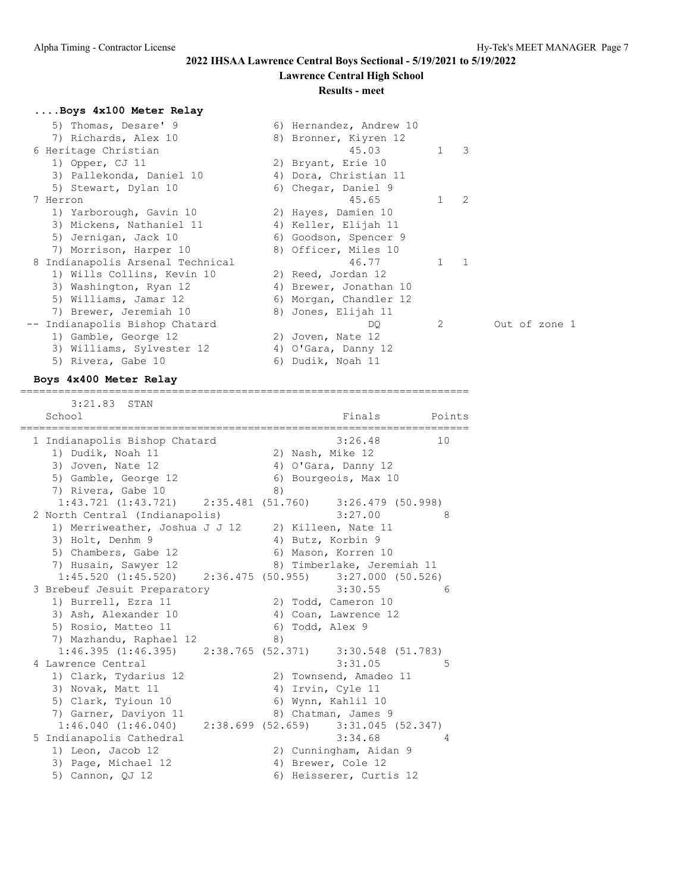## 2022 IHSAA Lawrence Central Boys Sectional - 5/19/2021 to 5/19/2022

### Lawrence Central High School

### Results - meet

**....Boys 4x100 Meter Relay**

```
    5) Thomas, Desare' 9              6) Hernandez, Andrew 10
    7) Richards, Alex 10              8) Bronner, Kiyren 12
  6 Heritage Christian                          45.03        1   3
    1) Opper, CJ 11                   2) Bryant, Erie 10
    3) Pallekonda, Daniel 10          4) Dora, Christian 11
    5) Stewart, Dylan 10              6) Chegar, Daniel 9
  7 Herron                                      45.65        1   2
    1) Yarborough, Gavin 10           2) Hayes, Damien 10
    3) Mickens, Nathaniel 11          4) Keller, Elijah 11
    5) Jernigan, Jack 10              6) Goodson, Spencer 9
    7) Morrison, Harper 10            8) Officer, Miles 10
  8 Indianapolis Arsenal Technical              46.77        1   1
    1) Wills Collins, Kevin 10        2) Reed, Jordan 12
    3) Washington, Ryan 12            4) Brewer, Jonathan 10
    5) Williams, Jamar 12             6) Morgan, Chandler 12
    7) Brewer, Jeremiah 10            8) Jones, Elijah 11
 -- Indianapolis Bishop Chatard                    DQ        2         Out of zone 1
    1) Gamble, George 12              2) Joven, Nate 12
    3) Williams, Sylvester 12         4) O'Gara, Danny 12
    5) Rivera, Gabe 10                6) Dudik, Noah 11
```

**Boys 4x400 Meter Relay**

```
=======================================================================
      3:21.83  STAN
    School                                          Finals        Points
=======================================================================
  1 Indianapolis Bishop Chatard                    3:26.48        10
    1) Dudik, Noah 11                 2) Nash, Mike 12
    3) Joven, Nate 12                 4) O'Gara, Danny 12
    5) Gamble, George 12              6) Bourgeois, Max 10
    7) Rivera, Gabe 10                8)
     1:43.721 (1:43.721)    2:35.481 (51.760)    3:26.479 (50.998)
  2 North Central (Indianapolis)                   3:27.00         8
    1) Merriweather, Joshua J J 12    2) Killeen, Nate 11
    3) Holt, Denhm 9                  4) Butz, Korbin 9
    5) Chambers, Gabe 12              6) Mason, Korren 10
    7) Husain, Sawyer 12              8) Timberlake, Jeremiah 11
     1:45.520 (1:45.520)    2:36.475 (50.955)    3:27.000 (50.526)
  3 Brebeuf Jesuit Preparatory                     3:30.55         6
    1) Burrell, Ezra 11               2) Todd, Cameron 10
    3) Ash, Alexander 10              4) Coan, Lawrence 12
    5) Rosio, Matteo 11               6) Todd, Alex 9
    7) Mazhandu, Raphael 12           8)
     1:46.395 (1:46.395)    2:38.765 (52.371)    3:30.548 (51.783)
  4 Lawrence Central                               3:31.05         5
    1) Clark, Tydarius 12             2) Townsend, Amadeo 11
    3) Novak, Matt 11                 4) Irvin, Cyle 11
    5) Clark, Tyioun 10               6) Wynn, Kahlil 10
    7) Garner, Daviyon 11             8) Chatman, James 9
     1:46.040 (1:46.040)    2:38.699 (52.659)    3:31.045 (52.347)
  5 Indianapolis Cathedral                         3:34.68         4
    1) Leon, Jacob 12                 2) Cunningham, Aidan 9
    3) Page, Michael 12               4) Brewer, Cole 12
    5) Cannon, QJ 12                  6) Heisserer, Curtis 12
```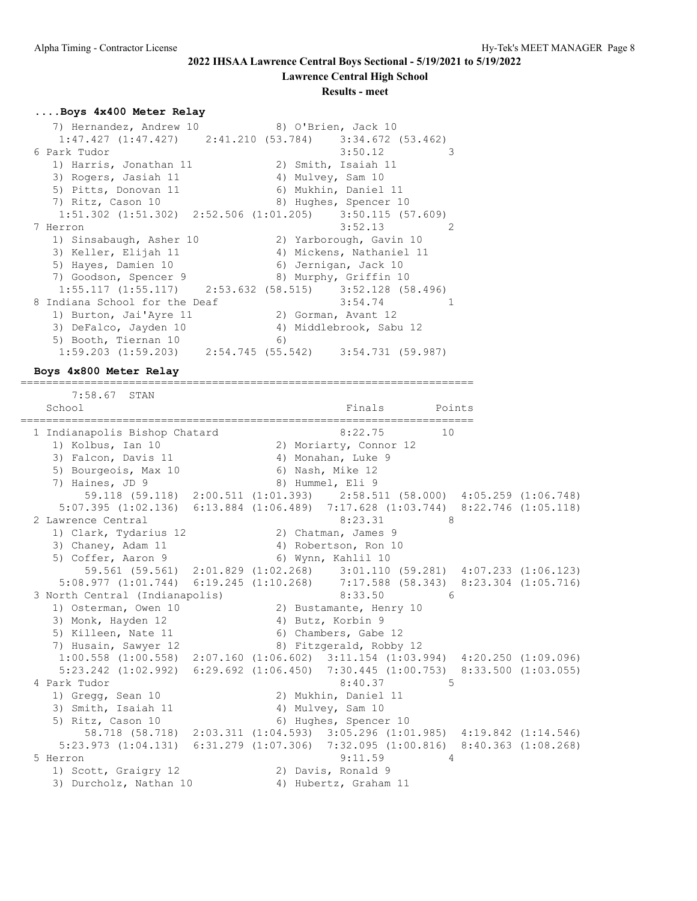**2022 IHSAA Lawrence Central Boys Sectional - 5/19/2021 to 5/19/2022**

**Lawrence Central High School**

**Results - meet**

### ....Boys 4x400 Meter Relay

```
   7) Hernandez, Andrew 10            8) O'Brien, Jack 10
   1:47.427 (1:47.427)    2:41.210 (53.784)    3:34.672 (53.462)
 6 Park Tudor                                    3:50.12           3
   1) Harris, Jonathan 11             2) Smith, Isaiah 11
   3) Rogers, Jasiah 11               4) Mulvey, Sam 10
   5) Pitts, Donovan 11               6) Mukhin, Daniel 11
   7) Ritz, Cason 10                  8) Hughes, Spencer 10
   1:51.302 (1:51.302)  2:52.506 (1:01.205)    3:50.115 (57.609)
 7 Herron                                        3:52.13           2
   1) Sinsabaugh, Asher 10            2) Yarborough, Gavin 10
   3) Keller, Elijah 11               4) Mickens, Nathaniel 11
   5) Hayes, Damien 10                6) Jernigan, Jack 10
   7) Goodson, Spencer 9              8) Murphy, Griffin 10
   1:55.117 (1:55.117)    2:53.632 (58.515)    3:52.128 (58.496)
 8 Indiana School for the Deaf                   3:54.74           1
   1) Burton, Jai'Ayre 11             2) Gorman, Avant 12
   3) DeFalco, Jayden 10              4) Middlebrook, Sabu 12
   5) Booth, Tiernan 10               6)
   1:59.203 (1:59.203)    2:54.745 (55.542)    3:54.731 (59.987)
```

### Boys 4x800 Meter Relay

```
=======================================================================
      7:58.67  STAN
    School                                       Finals        Points
=======================================================================
  1 Indianapolis Bishop Chatard                  8:22.75          10
    1) Kolbus, Ian 10                  2) Moriarty, Connor 12
    3) Falcon, Davis 11                4) Monahan, Luke 9
    5) Bourgeois, Max 10               6) Nash, Mike 12
    7) Haines, JD 9                    8) Hummel, Eli 9
        59.118 (59.118)  2:00.511 (1:01.393)    2:58.511 (58.000)  4:05.259 (1:06.748)
     5:07.395 (1:02.136)  6:13.884 (1:06.489)  7:17.628 (1:03.744)  8:22.746 (1:05.118)
  2 Lawrence Central                             8:23.31           8
    1) Clark, Tydarius 12              2) Chatman, James 9
    3) Chaney, Adam 11                 4) Robertson, Ron 10
    5) Coffer, Aaron 9                 6) Wynn, Kahlil 10
        59.561 (59.561)  2:01.829 (1:02.268)    3:01.110 (59.281)  4:07.233 (1:06.123)
     5:08.977 (1:01.744)  6:19.245 (1:10.268)    7:17.588 (58.343)  8:23.304 (1:05.716)
  3 North Central (Indianapolis)                 8:33.50           6
    1) Osterman, Owen 10               2) Bustamante, Henry 10
    3) Monk, Hayden 12                 4) Butz, Korbin 9
    5) Killeen, Nate 11                6) Chambers, Gabe 12
    7) Husain, Sawyer 12               8) Fitzgerald, Robby 12
     1:00.558 (1:00.558)  2:07.160 (1:06.602)  3:11.154 (1:03.994)  4:20.250 (1:09.096)
     5:23.242 (1:02.992)  6:29.692 (1:06.450)  7:30.445 (1:00.753)  8:33.500 (1:03.055)
  4 Park Tudor                                   8:40.37           5
    1) Gregg, Sean 10                  2) Mukhin, Daniel 11
    3) Smith, Isaiah 11                4) Mulvey, Sam 10
    5) Ritz, Cason 10                  6) Hughes, Spencer 10
        58.718 (58.718)  2:03.311 (1:04.593)  3:05.296 (1:01.985)  4:19.842 (1:14.546)
     5:23.973 (1:04.131)  6:31.279 (1:07.306)  7:32.095 (1:00.816)  8:40.363 (1:08.268)
  5 Herron                                       9:11.59           4
    1) Scott, Graigry 12               2) Davis, Ronald 9
    3) Durcholz, Nathan 10             4) Hubertz, Graham 11
```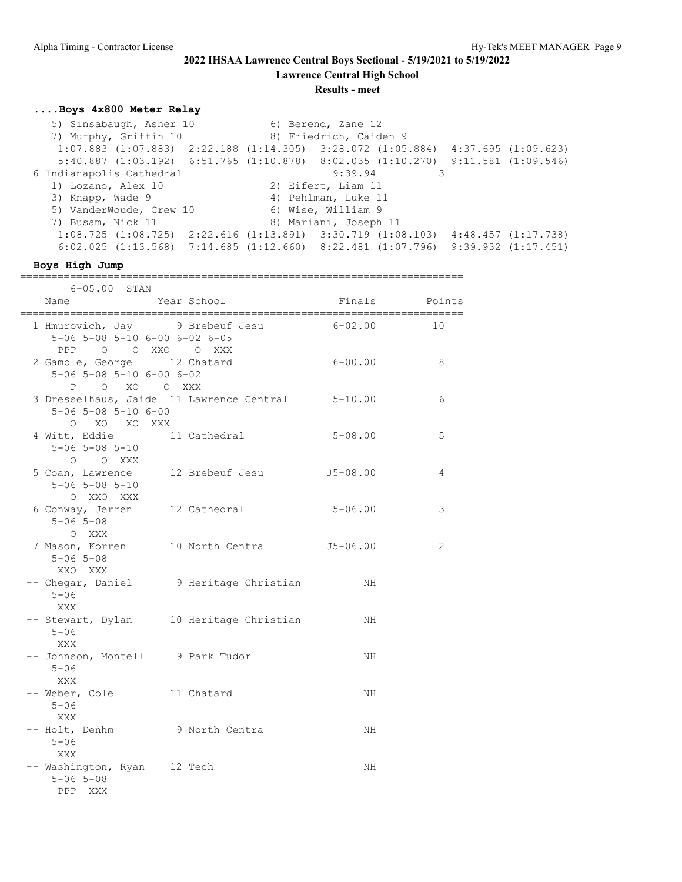**2022 IHSAA Lawrence Central Boys Sectional - 5/19/2021 to 5/19/2022**

**Lawrence Central High School**

**Results - meet**

### ....Boys 4x800 Meter Relay

```
   5) Sinsabaugh, Asher 10            6) Berend, Zane 12
   7) Murphy, Griffin 10              8) Friedrich, Caiden 9
    1:07.883 (1:07.883)  2:22.188 (1:14.305)  3:28.072 (1:05.884)  4:37.695 (1:09.623)
    5:40.887 (1:03.192)  6:51.765 (1:10.878)  8:02.035 (1:10.270)  9:11.581 (1:09.546)
 6 Indianapolis Cathedral                        9:39.94         3
   1) Lozano, Alex 10                 2) Eifert, Liam 11
   3) Knapp, Wade 9                   4) Pehlman, Luke 11
   5) VanderWoude, Crew 10            6) Wise, William 9
   7) Busam, Nick 11                  8) Mariani, Joseph 11
    1:08.725 (1:08.725)  2:22.616 (1:13.891)  3:30.719 (1:08.103)  4:48.457 (1:17.738)
    6:02.025 (1:13.568)  7:14.685 (1:12.660)  8:22.481 (1:07.796)  9:39.932 (1:17.451)
```

### Boys High Jump

```
=======================================================================
       6-05.00  STAN
    Name                Year School                 Finals      Points
=======================================================================
  1 Hmurovich, Jay       9 Brebeuf Jesu            6-02.00        10
     5-06 5-08 5-10 6-00 6-02 6-05
      PPP    O    O  XXO    O  XXX
  2 Gamble, George      12 Chatard                 6-00.00         8
     5-06 5-08 5-10 6-00 6-02
        P    O   XO    O  XXX
  3 Dresselhaus, Jaide  11 Lawrence Central        5-10.00         6
     5-06 5-08 5-10 6-00
        O   XO   XO  XXX
  4 Witt, Eddie         11 Cathedral               5-08.00         5
     5-06 5-08 5-10
        O    O  XXX
  5 Coan, Lawrence      12 Brebeuf Jesu           J5-08.00         4
     5-06 5-08 5-10
        O  XXO  XXX
  6 Conway, Jerren      12 Cathedral               5-06.00         3
     5-06 5-08
        O  XXX
  7 Mason, Korren       10 North Centra           J5-06.00         2
     5-06 5-08
      XXO  XXX
 -- Chegar, Daniel       9 Heritage Christian           NH
     5-06
      XXX
 -- Stewart, Dylan      10 Heritage Christian           NH
     5-06
      XXX
 -- Johnson, Montell     9 Park Tudor                   NH
     5-06
      XXX
 -- Weber, Cole         11 Chatard                      NH
     5-06
      XXX
 -- Holt, Denhm          9 North Centra                 NH
     5-06
      XXX
 -- Washington, Ryan    12 Tech                         NH
     5-06 5-08
      PPP  XXX
```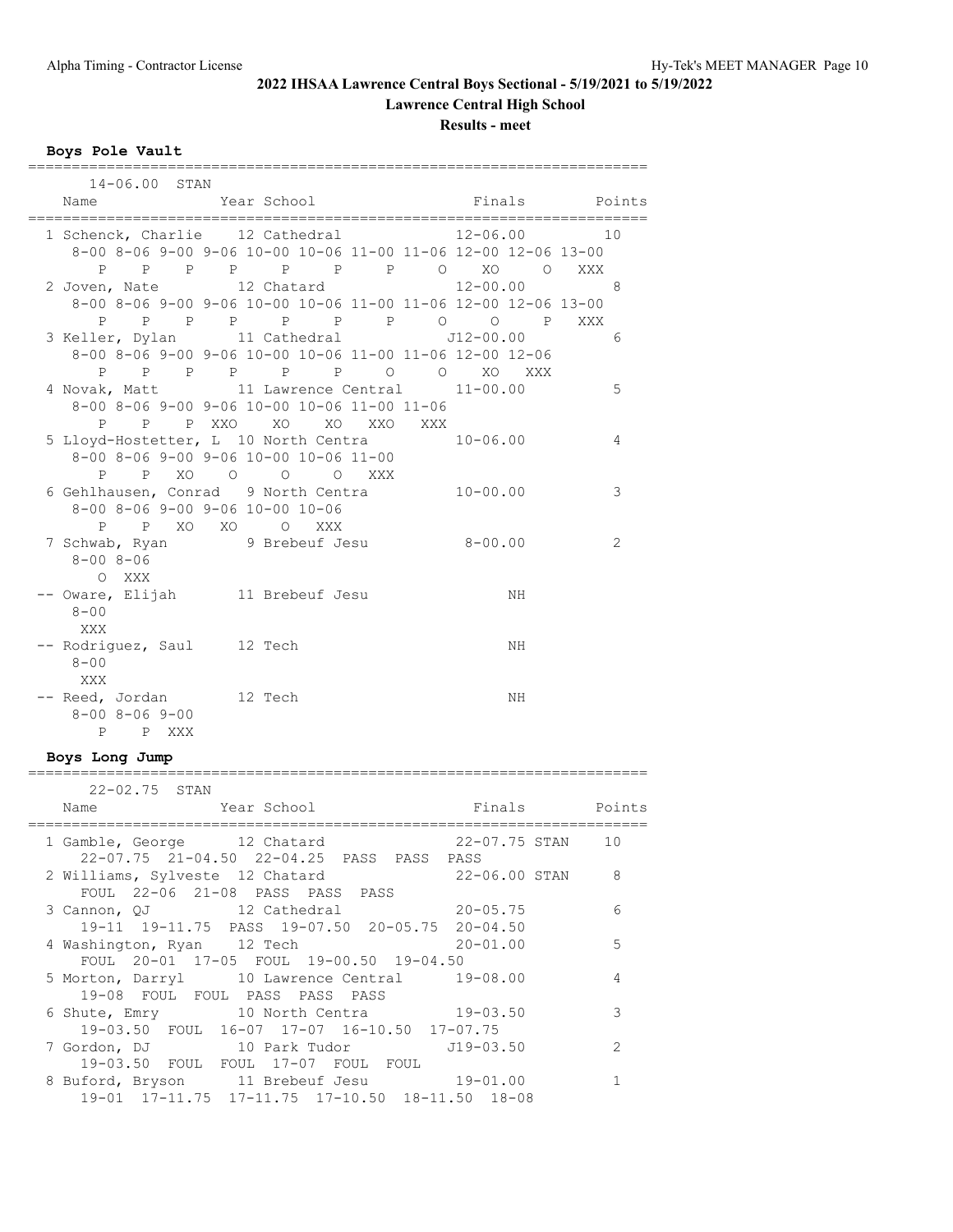**2022 IHSAA Lawrence Central Boys Sectional - 5/19/2021 to 5/19/2022**

**Lawrence Central High School**

**Results - meet**

### Boys Pole Vault

```
=======================================================================
      14-06.00  STAN
    Name              Year School                 Finals        Points
=======================================================================
  1 Schenck, Charlie    12 Cathedral              12-06.00        10
     8-00 8-06 9-00 9-06 10-00 10-06 11-00 11-06 12-00 12-06 13-00
        P    P    P    P     P     P     P     O    XO     O   XXX
  2 Joven, Nate         12 Chatard                12-00.00         8
     8-00 8-06 9-00 9-06 10-00 10-06 11-00 11-06 12-00 12-06 13-00
        P    P    P    P     P     P     P     O     O     P   XXX
  3 Keller, Dylan       11 Cathedral             J12-00.00         6
     8-00 8-06 9-00 9-06 10-00 10-06 11-00 11-06 12-00 12-06
        P    P    P    P     P     P     O     O    XO   XXX
  4 Novak, Matt         11 Lawrence Central       11-00.00         5
     8-00 8-06 9-00 9-06 10-00 10-06 11-00 11-06
        P    P    P  XXO    XO    XO   XXO   XXX
  5 Lloyd-Hostetter, L  10 North Centra           10-06.00         4
     8-00 8-06 9-00 9-06 10-00 10-06 11-00
        P    P   XO    O     O     O   XXX
  6 Gehlhausen, Conrad   9 North Centra           10-00.00         3
     8-00 8-06 9-00 9-06 10-00 10-06
        P    P   XO   XO     O   XXX
  7 Schwab, Ryan         9 Brebeuf Jesu            8-00.00         2
     8-00 8-06
        O  XXX
 -- Oware, Elijah       11 Brebeuf Jesu                 NH
     8-00
      XXX
 -- Rodriguez, Saul     12 Tech                         NH
     8-00
      XXX
 -- Reed, Jordan        12 Tech                         NH
     8-00 8-06 9-00
        P    P  XXX
```

### Boys Long Jump

```
=======================================================================
      22-02.75  STAN
    Name              Year School                 Finals        Points
=======================================================================
  1 Gamble, George      12 Chatard             22-07.75 STAN      10
     22-07.75  21-04.50  22-04.25  PASS  PASS  PASS
  2 Williams, Sylveste  12 Chatard             22-06.00 STAN       8
     FOUL  22-06  21-08  PASS  PASS  PASS
  3 Cannon, QJ          12 Cathedral              20-05.75         6
     19-11  19-11.75  PASS  19-07.50  20-05.75  20-04.50
  4 Washington, Ryan    12 Tech                   20-01.00         5
     FOUL  20-01  17-05  FOUL  19-00.50  19-04.50
  5 Morton, Darryl      10 Lawrence Central       19-08.00         4
     19-08  FOUL  FOUL  PASS  PASS  PASS
  6 Shute, Emry         10 North Centra           19-03.50         3
     19-03.50  FOUL  16-07  17-07  16-10.50  17-07.75
  7 Gordon, DJ          10 Park Tudor            J19-03.50         2
     19-03.50  FOUL  FOUL  17-07  FOUL  FOUL
  8 Buford, Bryson      11 Brebeuf Jesu           19-01.00         1
     19-01  17-11.75  17-11.75  17-10.50  18-11.50  18-08
```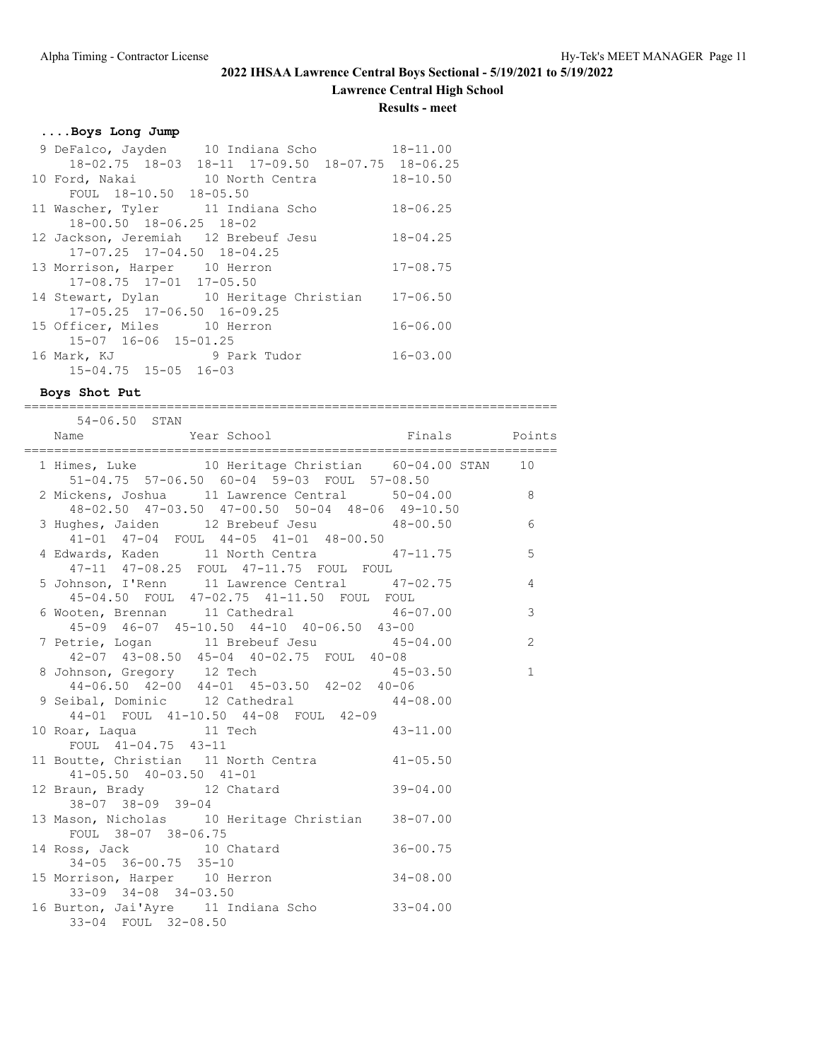# 2022 IHSAA Lawrence Central Boys Sectional - 5/19/2021 to 5/19/2022

## Lawrence Central High School

### Results - meet

**....Boys Long Jump**

| Place | Name | Year | School | Finals |
|---|---|---|---|---|
| 9 | DeFalco, Jayden | 10 | Indiana Scho | 18-11.00 |
| | 18-02.75 18-03 18-11 17-09.50 18-07.75 18-06.25 | | | |
| 10 | Ford, Nakai | 10 | North Centra | 18-10.50 |
| | FOUL 18-10.50 18-05.50 | | | |
| 11 | Wascher, Tyler | 11 | Indiana Scho | 18-06.25 |
| | 18-00.50 18-06.25 18-02 | | | |
| 12 | Jackson, Jeremiah | 12 | Brebeuf Jesu | 18-04.25 |
| | 17-07.25 17-04.50 18-04.25 | | | |
| 13 | Morrison, Harper | 10 | Herron | 17-08.75 |
| | 17-08.75 17-01 17-05.50 | | | |
| 14 | Stewart, Dylan | 10 | Heritage Christian | 17-06.50 |
| | 17-05.25 17-06.50 16-09.25 | | | |
| 15 | Officer, Miles | 10 | Herron | 16-06.00 |
| | 15-07 16-06 15-01.25 | | | |
| 16 | Mark, KJ | 9 | Park Tudor | 16-03.00 |
| | 15-04.75 15-05 16-03 | | | |

**Boys Shot Put**

54-06.50 STAN

| Place | Name | Year | School | Finals | | Points |
|---|---|---|---|---|---|---|
| 1 | Himes, Luke | 10 | Heritage Christian | 60-04.00 | STAN | 10 |
| | 51-04.75 57-06.50 60-04 59-03 FOUL 57-08.50 | | | | | |
| 2 | Mickens, Joshua | 11 | Lawrence Central | 50-04.00 | | 8 |
| | 48-02.50 47-03.50 47-00.50 50-04 48-06 49-10.50 | | | | | |
| 3 | Hughes, Jaiden | 12 | Brebeuf Jesu | 48-00.50 | | 6 |
| | 41-01 47-04 FOUL 44-05 41-01 48-00.50 | | | | | |
| 4 | Edwards, Kaden | 11 | North Centra | 47-11.75 | | 5 |
| | 47-11 47-08.25 FOUL 47-11.75 FOUL FOUL | | | | | |
| 5 | Johnson, I'Renn | 11 | Lawrence Central | 47-02.75 | | 4 |
| | 45-04.50 FOUL 47-02.75 41-11.50 FOUL FOUL | | | | | |
| 6 | Wooten, Brennan | 11 | Cathedral | 46-07.00 | | 3 |
| | 45-09 46-07 45-10.50 44-10 40-06.50 43-00 | | | | | |
| 7 | Petrie, Logan | 11 | Brebeuf Jesu | 45-04.00 | | 2 |
| | 42-07 43-08.50 45-04 40-02.75 FOUL 40-08 | | | | | |
| 8 | Johnson, Gregory | 12 | Tech | 45-03.50 | | 1 |
| | 44-06.50 42-00 44-01 45-03.50 42-02 40-06 | | | | | |
| 9 | Seibal, Dominic | 12 | Cathedral | 44-08.00 | | |
| | 44-01 FOUL 41-10.50 44-08 FOUL 42-09 | | | | | |
| 10 | Roar, Laqua | 11 | Tech | 43-11.00 | | |
| | FOUL 41-04.75 43-11 | | | | | |
| 11 | Boutte, Christian | 11 | North Centra | 41-05.50 | | |
| | 41-05.50 40-03.50 41-01 | | | | | |
| 12 | Braun, Brady | 12 | Chatard | 39-04.00 | | |
| | 38-07 38-09 39-04 | | | | | |
| 13 | Mason, Nicholas | 10 | Heritage Christian | 38-07.00 | | |
| | FOUL 38-07 38-06.75 | | | | | |
| 14 | Ross, Jack | 10 | Chatard | 36-00.75 | | |
| | 34-05 36-00.75 35-10 | | | | | |
| 15 | Morrison, Harper | 10 | Herron | 34-08.00 | | |
| | 33-09 34-08 34-03.50 | | | | | |
| 16 | Burton, Jai'Ayre | 11 | Indiana Scho | 33-04.00 | | |
| | 33-04 FOUL 32-08.50 | | | | | |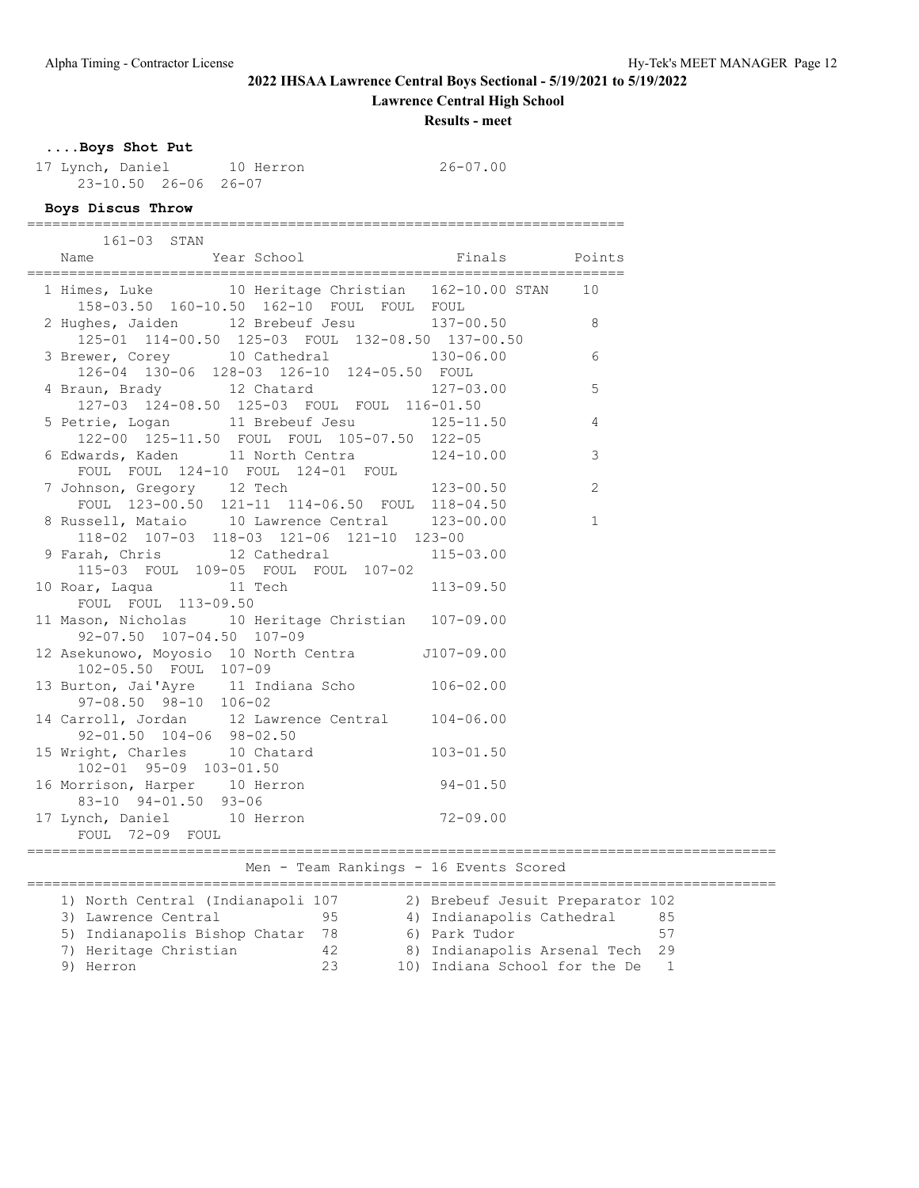**2022 IHSAA Lawrence Central Boys Sectional - 5/19/2021 to 5/19/2022**

**Lawrence Central High School**

**Results - meet**

### ....Boys Shot Put

```
 17 Lynch, Daniel        10 Herron                26-07.00
     23-10.50  26-06  26-07
```

### Boys Discus Throw

```
=======================================================================
        161-03  STAN
    Name              Year School                  Finals        Points
=======================================================================
  1 Himes, Luke          10 Heritage Christian   162-10.00 STAN    10
      158-03.50  160-10.50  162-10  FOUL  FOUL  FOUL
  2 Hughes, Jaiden       12 Brebeuf Jesu         137-00.50          8
      125-01  114-00.50  125-03  FOUL  132-08.50  137-00.50
  3 Brewer, Corey        10 Cathedral            130-06.00          6
      126-04  130-06  128-03  126-10  124-05.50  FOUL
  4 Braun, Brady         12 Chatard              127-03.00          5
      127-03  124-08.50  125-03  FOUL  FOUL  116-01.50
  5 Petrie, Logan        11 Brebeuf Jesu         125-11.50          4
      122-00  125-11.50  FOUL  FOUL  105-07.50  122-05
  6 Edwards, Kaden       11 North Centra         124-10.00          3
      FOUL  FOUL  124-10  FOUL  124-01  FOUL
  7 Johnson, Gregory     12 Tech                 123-00.50          2
      FOUL  123-00.50  121-11  114-06.50  FOUL  118-04.50
  8 Russell, Mataio      10 Lawrence Central     123-00.00          1
      118-02  107-03  118-03  121-06  121-10  123-00
  9 Farah, Chris         12 Cathedral            115-03.00
      115-03  FOUL  109-05  FOUL  FOUL  107-02
 10 Roar, Laqua          11 Tech                 113-09.50
      FOUL  FOUL  113-09.50
 11 Mason, Nicholas      10 Heritage Christian   107-09.00
      92-07.50  107-04.50  107-09
 12 Asekunowo, Moyosio  10 North Centra        J107-09.00
      102-05.50  FOUL  107-09
 13 Burton, Jai'Ayre     11 Indiana Scho         106-02.00
      97-08.50  98-10  106-02
 14 Carroll, Jordan      12 Lawrence Central     104-06.00
      92-01.50  104-06  98-02.50
 15 Wright, Charles      10 Chatard              103-01.50
      102-01  95-09  103-01.50
 16 Morrison, Harper     10 Herron                94-01.50
      83-10  94-01.50  93-06
 17 Lynch, Daniel        10 Herron                72-09.00
      FOUL  72-09  FOUL
```

### Men - Team Rankings - 16 Events Scored

```
===================================================================================
    1) North Central (Indianapoli 107       2) Brebeuf Jesuit Preparator 102
    3) Lawrence Central           95        4) Indianapolis Cathedral     85
    5) Indianapolis Bishop Chatar  78       6) Park Tudor                 57
    7) Heritage Christian         42        8) Indianapolis Arsenal Tech  29
    9) Herron                     23       10) Indiana School for the De   1
```